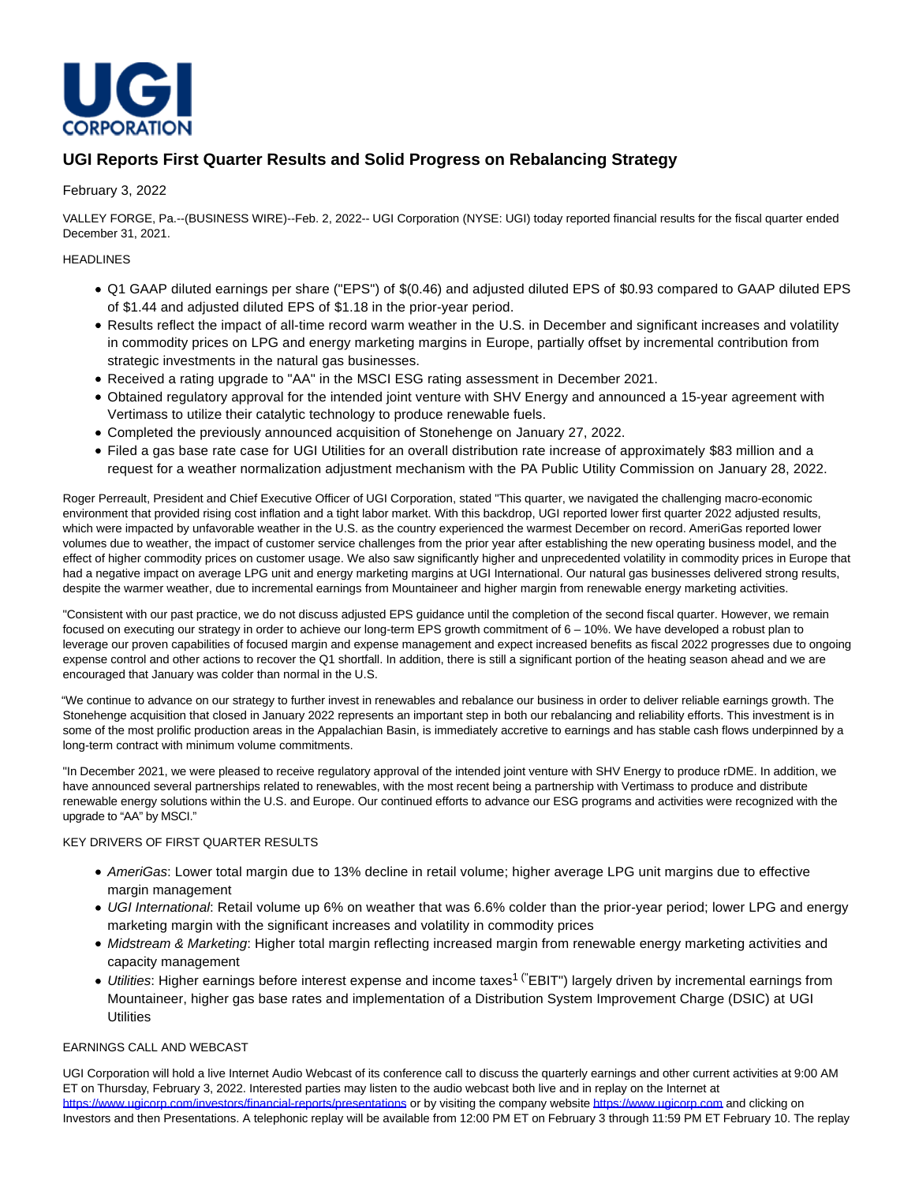UGI CORPORATION

# UGI Reports First Quarter Results and Solid Progress on Rebalancing Strategy

February 3, 2022

VALLEY FORGE, Pa.--(BUSINESS WIRE)--Feb. 2, 2022-- UGI Corporation (NYSE: UGI) today reported financial results for the fiscal quarter ended December 31, 2021.

HEADLINES

- Q1 GAAP diluted earnings per share ("EPS") of $(0.46) and adjusted diluted EPS of $0.93 compared to GAAP diluted EPS of $1.44 and adjusted diluted EPS of $1.18 in the prior-year period.
- Results reflect the impact of all-time record warm weather in the U.S. in December and significant increases and volatility in commodity prices on LPG and energy marketing margins in Europe, partially offset by incremental contribution from strategic investments in the natural gas businesses.
- Received a rating upgrade to "AA" in the MSCI ESG rating assessment in December 2021.
- Obtained regulatory approval for the intended joint venture with SHV Energy and announced a 15-year agreement with Vertimass to utilize their catalytic technology to produce renewable fuels.
- Completed the previously announced acquisition of Stonehenge on January 27, 2022.
- Filed a gas base rate case for UGI Utilities for an overall distribution rate increase of approximately $83 million and a request for a weather normalization adjustment mechanism with the PA Public Utility Commission on January 28, 2022.

Roger Perreault, President and Chief Executive Officer of UGI Corporation, stated "This quarter, we navigated the challenging macro-economic environment that provided rising cost inflation and a tight labor market. With this backdrop, UGI reported lower first quarter 2022 adjusted results, which were impacted by unfavorable weather in the U.S. as the country experienced the warmest December on record. AmeriGas reported lower volumes due to weather, the impact of customer service challenges from the prior year after establishing the new operating business model, and the effect of higher commodity prices on customer usage. We also saw significantly higher and unprecedented volatility in commodity prices in Europe that had a negative impact on average LPG unit and energy marketing margins at UGI International. Our natural gas businesses delivered strong results, despite the warmer weather, due to incremental earnings from Mountaineer and higher margin from renewable energy marketing activities.

"Consistent with our past practice, we do not discuss adjusted EPS guidance until the completion of the second fiscal quarter. However, we remain focused on executing our strategy in order to achieve our long-term EPS growth commitment of 6 – 10%. We have developed a robust plan to leverage our proven capabilities of focused margin and expense management and expect increased benefits as fiscal 2022 progresses due to ongoing expense control and other actions to recover the Q1 shortfall. In addition, there is still a significant portion of the heating season ahead and we are encouraged that January was colder than normal in the U.S.

"We continue to advance on our strategy to further invest in renewables and rebalance our business in order to deliver reliable earnings growth. The Stonehenge acquisition that closed in January 2022 represents an important step in both our rebalancing and reliability efforts. This investment is in some of the most prolific production areas in the Appalachian Basin, is immediately accretive to earnings and has stable cash flows underpinned by a long-term contract with minimum volume commitments.

"In December 2021, we were pleased to receive regulatory approval of the intended joint venture with SHV Energy to produce rDME. In addition, we have announced several partnerships related to renewables, with the most recent being a partnership with Vertimass to produce and distribute renewable energy solutions within the U.S. and Europe. Our continued efforts to advance our ESG programs and activities were recognized with the upgrade to "AA" by MSCI."

KEY DRIVERS OF FIRST QUARTER RESULTS

- *AmeriGas*: Lower total margin due to 13% decline in retail volume; higher average LPG unit margins due to effective margin management
- *UGI International*: Retail volume up 6% on weather that was 6.6% colder than the prior-year period; lower LPG and energy marketing margin with the significant increases and volatility in commodity prices
- *Midstream & Marketing*: Higher total margin reflecting increased margin from renewable energy marketing activities and capacity management
- *Utilities*: Higher earnings before interest expense and income taxes[1] ("EBIT") largely driven by incremental earnings from Mountaineer, higher gas base rates and implementation of a Distribution System Improvement Charge (DSIC) at UGI Utilities

EARNINGS CALL AND WEBCAST

UGI Corporation will hold a live Internet Audio Webcast of its conference call to discuss the quarterly earnings and other current activities at 9:00 AM ET on Thursday, February 3, 2022. Interested parties may listen to the audio webcast both live and in replay on the Internet at https://www.ugicorp.com/investors/financial-reports/presentations or by visiting the company website https://www.ugicorp.com and clicking on Investors and then Presentations. A telephonic replay will be available from 12:00 PM ET on February 3 through 11:59 PM ET February 10. The replay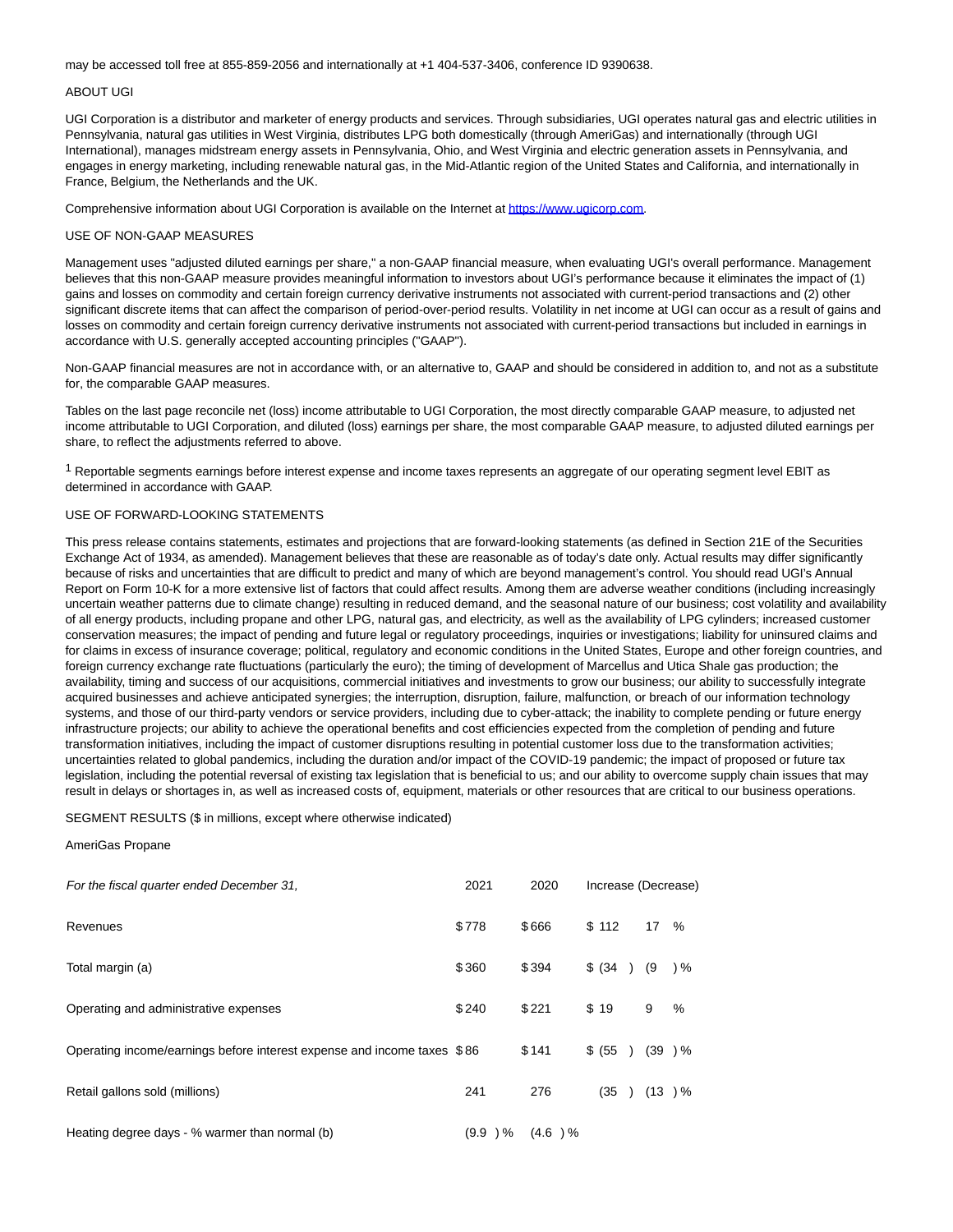may be accessed toll free at 855-859-2056 and internationally at +1 404-537-3406, conference ID 9390638.

ABOUT UGI

UGI Corporation is a distributor and marketer of energy products and services. Through subsidiaries, UGI operates natural gas and electric utilities in Pennsylvania, natural gas utilities in West Virginia, distributes LPG both domestically (through AmeriGas) and internationally (through UGI International), manages midstream energy assets in Pennsylvania, Ohio, and West Virginia and electric generation assets in Pennsylvania, and engages in energy marketing, including renewable natural gas, in the Mid-Atlantic region of the United States and California, and internationally in France, Belgium, the Netherlands and the UK.

Comprehensive information about UGI Corporation is available on the Internet at [https://www.ugicorp.com](https://www.ugicorp.com).

USE OF NON-GAAP MEASURES

Management uses "adjusted diluted earnings per share," a non-GAAP financial measure, when evaluating UGI's overall performance. Management believes that this non-GAAP measure provides meaningful information to investors about UGI's performance because it eliminates the impact of (1) gains and losses on commodity and certain foreign currency derivative instruments not associated with current-period transactions and (2) other significant discrete items that can affect the comparison of period-over-period results. Volatility in net income at UGI can occur as a result of gains and losses on commodity and certain foreign currency derivative instruments not associated with current-period transactions but included in earnings in accordance with U.S. generally accepted accounting principles ("GAAP").

Non-GAAP financial measures are not in accordance with, or an alternative to, GAAP and should be considered in addition to, and not as a substitute for, the comparable GAAP measures.

Tables on the last page reconcile net (loss) income attributable to UGI Corporation, the most directly comparable GAAP measure, to adjusted net income attributable to UGI Corporation, and diluted (loss) earnings per share, the most comparable GAAP measure, to adjusted diluted earnings per share, to reflect the adjustments referred to above.

[1] Reportable segments earnings before interest expense and income taxes represents an aggregate of our operating segment level EBIT as determined in accordance with GAAP.

USE OF FORWARD-LOOKING STATEMENTS

This press release contains statements, estimates and projections that are forward-looking statements (as defined in Section 21E of the Securities Exchange Act of 1934, as amended). Management believes that these are reasonable as of today's date only. Actual results may differ significantly because of risks and uncertainties that are difficult to predict and many of which are beyond management's control. You should read UGI's Annual Report on Form 10-K for a more extensive list of factors that could affect results. Among them are adverse weather conditions (including increasingly uncertain weather patterns due to climate change) resulting in reduced demand, and the seasonal nature of our business; cost volatility and availability of all energy products, including propane and other LPG, natural gas, and electricity, as well as the availability of LPG cylinders; increased customer conservation measures; the impact of pending and future legal or regulatory proceedings, inquiries or investigations; liability for uninsured claims and for claims in excess of insurance coverage; political, regulatory and economic conditions in the United States, Europe and other foreign countries, and foreign currency exchange rate fluctuations (particularly the euro); the timing of development of Marcellus and Utica Shale gas production; the availability, timing and success of our acquisitions, commercial initiatives and investments to grow our business; our ability to successfully integrate acquired businesses and achieve anticipated synergies; the interruption, disruption, failure, malfunction, or breach of our information technology systems, and those of our third-party vendors or service providers, including due to cyber-attack; the inability to complete pending or future energy infrastructure projects; our ability to achieve the operational benefits and cost efficiencies expected from the completion of pending and future transformation initiatives, including the impact of customer disruptions resulting in potential customer loss due to the transformation activities; uncertainties related to global pandemics, including the duration and/or impact of the COVID-19 pandemic; the impact of proposed or future tax legislation, including the potential reversal of existing tax legislation that is beneficial to us; and our ability to overcome supply chain issues that may result in delays or shortages in, as well as increased costs of, equipment, materials or other resources that are critical to our business operations.

SEGMENT RESULTS ($ in millions, except where otherwise indicated)

AmeriGas Propane

| *For the fiscal quarter ended December 31,* | 2021 | 2020 | Increase (Decrease) | |
|---|---|---|---|---|
| Revenues | $778 | $666 | $ 112 | 17 % |
| Total margin (a) | $360 | $394 | $ (34 ) | (9 )% |
| Operating and administrative expenses | $240 | $221 | $ 19 | 9 % |
| Operating income/earnings before interest expense and income taxes | $86 | $141 | $ (55 ) | (39 )% |
| Retail gallons sold (millions) | 241 | 276 | (35 ) | (13 )% |
| Heating degree days - % warmer than normal (b) | (9.9 )% | (4.6 )% | | |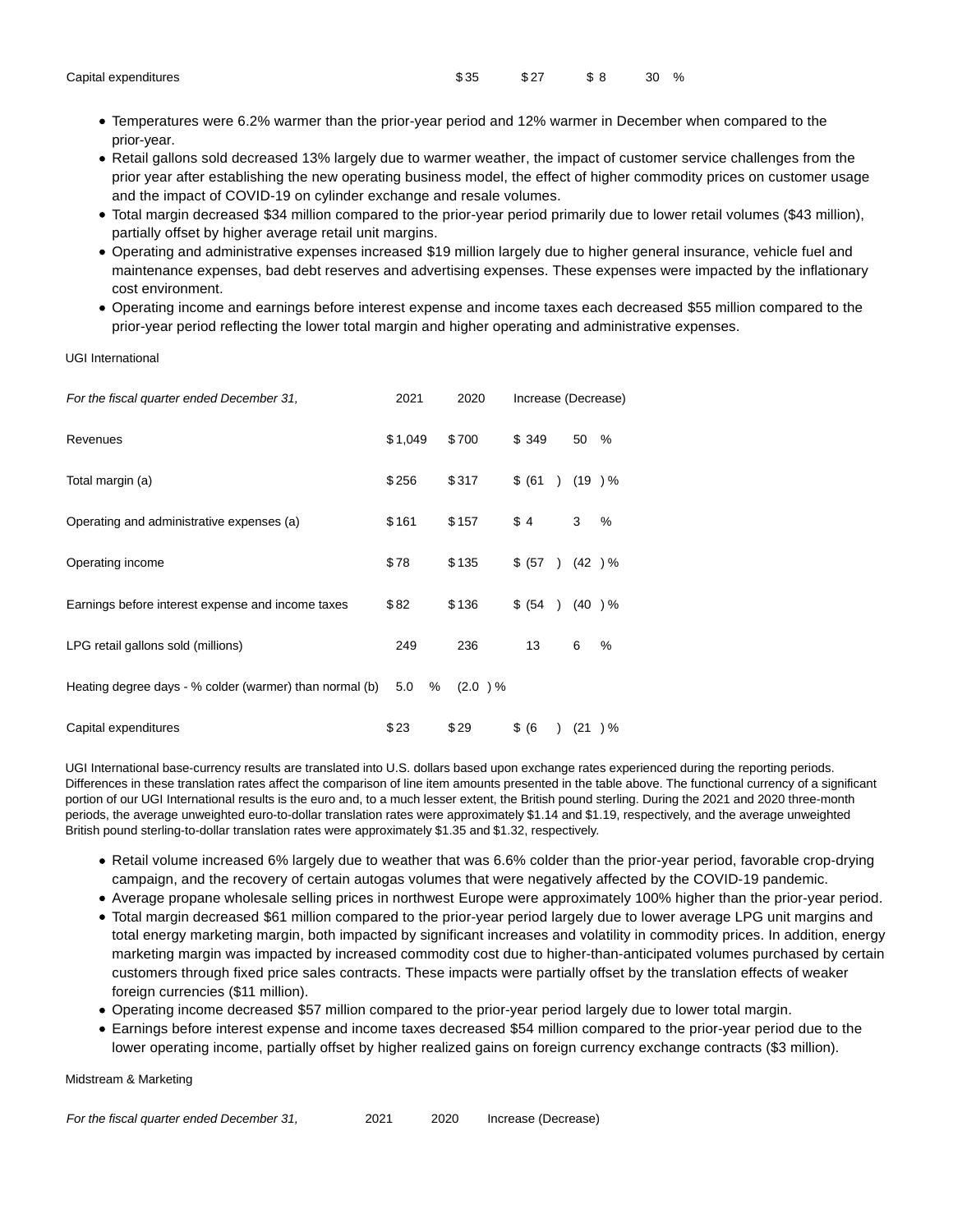| Capital expenditures | $35 | $27 | $8 | 30 % |
|---|---|---|---|---|

- Temperatures were 6.2% warmer than the prior-year period and 12% warmer in December when compared to the prior-year.
- Retail gallons sold decreased 13% largely due to warmer weather, the impact of customer service challenges from the prior year after establishing the new operating business model, the effect of higher commodity prices on customer usage and the impact of COVID-19 on cylinder exchange and resale volumes.
- Total margin decreased $34 million compared to the prior-year period primarily due to lower retail volumes ($43 million), partially offset by higher average retail unit margins.
- Operating and administrative expenses increased $19 million largely due to higher general insurance, vehicle fuel and maintenance expenses, bad debt reserves and advertising expenses. These expenses were impacted by the inflationary cost environment.
- Operating income and earnings before interest expense and income taxes each decreased $55 million compared to the prior-year period reflecting the lower total margin and higher operating and administrative expenses.

UGI International

| *For the fiscal quarter ended December 31,* | 2021 | 2020 | Increase (Decrease) | |
|---|---|---|---|---|
| Revenues | $1,049 | $700 | $ 349 | 50 % |
| Total margin (a) | $256 | $317 | $ (61 ) | (19 ) % |
| Operating and administrative expenses (a) | $161 | $157 | $ 4 | 3 % |
| Operating income | $78 | $135 | $ (57 ) | (42 ) % |
| Earnings before interest expense and income taxes | $82 | $136 | $ (54 ) | (40 ) % |
| LPG retail gallons sold (millions) | 249 | 236 | 13 | 6 % |
| Heating degree days - % colder (warmer) than normal (b) | 5.0 % | (2.0 ) % | | |
| Capital expenditures | $23 | $29 | $ (6 ) | (21 ) % |

UGI International base-currency results are translated into U.S. dollars based upon exchange rates experienced during the reporting periods. Differences in these translation rates affect the comparison of line item amounts presented in the table above. The functional currency of a significant portion of our UGI International results is the euro and, to a much lesser extent, the British pound sterling. During the 2021 and 2020 three-month periods, the average unweighted euro-to-dollar translation rates were approximately $1.14 and $1.19, respectively, and the average unweighted British pound sterling-to-dollar translation rates were approximately $1.35 and $1.32, respectively.

- Retail volume increased 6% largely due to weather that was 6.6% colder than the prior-year period, favorable crop-drying campaign, and the recovery of certain autogas volumes that were negatively affected by the COVID-19 pandemic.
- Average propane wholesale selling prices in northwest Europe were approximately 100% higher than the prior-year period.
- Total margin decreased $61 million compared to the prior-year period largely due to lower average LPG unit margins and total energy marketing margin, both impacted by significant increases and volatility in commodity prices. In addition, energy marketing margin was impacted by increased commodity cost due to higher-than-anticipated volumes purchased by certain customers through fixed price sales contracts. These impacts were partially offset by the translation effects of weaker foreign currencies ($11 million).
- Operating income decreased $57 million compared to the prior-year period largely due to lower total margin.
- Earnings before interest expense and income taxes decreased $54 million compared to the prior-year period due to the lower operating income, partially offset by higher realized gains on foreign currency exchange contracts ($3 million).

Midstream & Marketing

| *For the fiscal quarter ended December 31,* | 2021 | 2020 | Increase (Decrease) |
|---|---|---|---|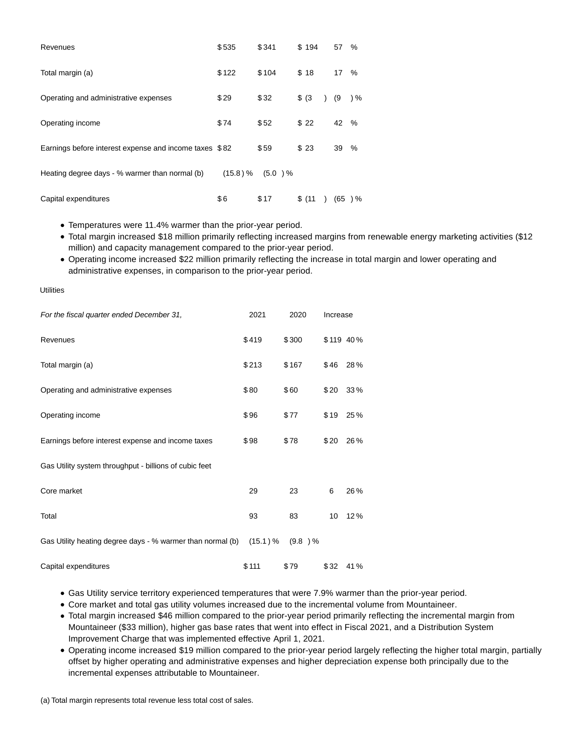| | | | | |
|---|---|---|---|---|
| Revenues | $ 535 | $ 341 | $ 194 | 57 % |
| Total margin (a) | $ 122 | $ 104 | $ 18 | 17 % |
| Operating and administrative expenses | $ 29 | $ 32 | $ (3 ) | (9 ) % |
| Operating income | $ 74 | $ 52 | $ 22 | 42 % |
| Earnings before interest expense and income taxes | $ 82 | $ 59 | $ 23 | 39 % |
| Heating degree days - % warmer than normal (b) | (15.8 ) % | (5.0 ) % | | |
| Capital expenditures | $ 6 | $ 17 | $ (11 ) | (65 ) % |

- Temperatures were 11.4% warmer than the prior-year period.
- Total margin increased $18 million primarily reflecting increased margins from renewable energy marketing activities ($12 million) and capacity management compared to the prior-year period.
- Operating income increased $22 million primarily reflecting the increase in total margin and lower operating and administrative expenses, in comparison to the prior-year period.

Utilities

| *For the fiscal quarter ended December 31,* | 2021 | 2020 | Increase | |
|---|---|---|---|---|
| Revenues | $ 419 | $ 300 | $ 119 | 40 % |
| Total margin (a) | $ 213 | $ 167 | $ 46 | 28 % |
| Operating and administrative expenses | $ 80 | $ 60 | $ 20 | 33 % |
| Operating income | $ 96 | $ 77 | $ 19 | 25 % |
| Earnings before interest expense and income taxes | $ 98 | $ 78 | $ 20 | 26 % |
| Gas Utility system throughput - billions of cubic feet | | | | |
| Core market | 29 | 23 | 6 | 26 % |
| Total | 93 | 83 | 10 | 12 % |
| Gas Utility heating degree days - % warmer than normal (b) | (15.1 ) % | (9.8 ) % | | |
| Capital expenditures | $ 111 | $ 79 | $ 32 | 41 % |

- Gas Utility service territory experienced temperatures that were 7.9% warmer than the prior-year period.
- Core market and total gas utility volumes increased due to the incremental volume from Mountaineer.
- Total margin increased $46 million compared to the prior-year period primarily reflecting the incremental margin from Mountaineer ($33 million), higher gas base rates that went into effect in Fiscal 2021, and a Distribution System Improvement Charge that was implemented effective April 1, 2021.
- Operating income increased $19 million compared to the prior-year period largely reflecting the higher total margin, partially offset by higher operating and administrative expenses and higher depreciation expense both principally due to the incremental expenses attributable to Mountaineer.

(a) Total margin represents total revenue less total cost of sales.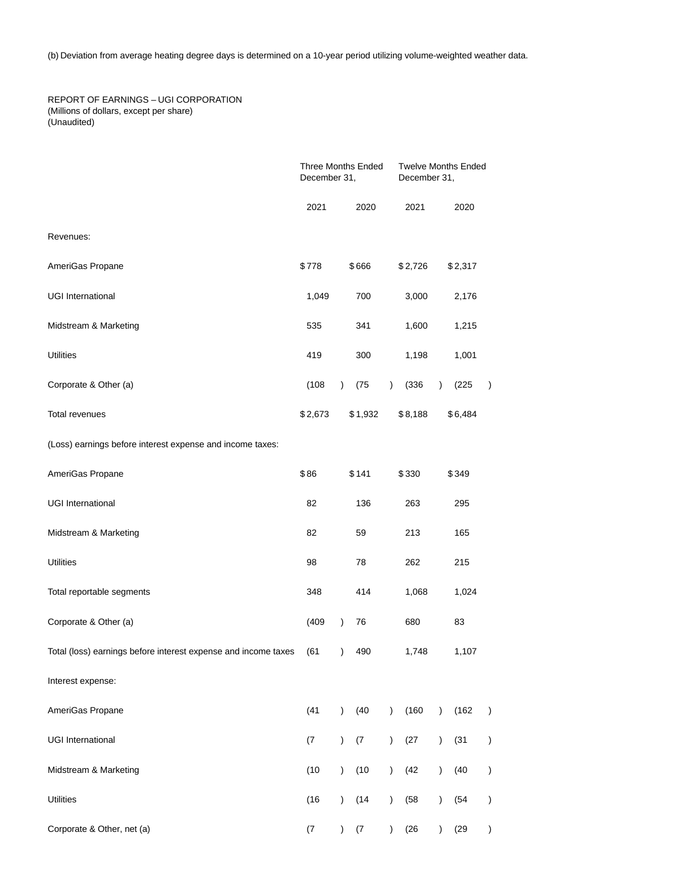(b) Deviation from average heating degree days is determined on a 10-year period utilizing volume-weighted weather data.

REPORT OF EARNINGS – UGI CORPORATION
(Millions of dollars, except per share)
(Unaudited)

| | Three Months Ended December 31, | | Twelve Months Ended December 31, | |
|---|---|---|---|---|
| | 2021 | 2020 | 2021 | 2020 |
| Revenues: | | | | |
| AmeriGas Propane | $778 | $666 | $2,726 | $2,317 |
| UGI International | 1,049 | 700 | 3,000 | 2,176 |
| Midstream & Marketing | 535 | 341 | 1,600 | 1,215 |
| Utilities | 419 | 300 | 1,198 | 1,001 |
| Corporate & Other (a) | (108) | (75) | (336) | (225) |
| Total revenues | $2,673 | $1,932 | $8,188 | $6,484 |
| (Loss) earnings before interest expense and income taxes: | | | | |
| AmeriGas Propane | $86 | $141 | $330 | $349 |
| UGI International | 82 | 136 | 263 | 295 |
| Midstream & Marketing | 82 | 59 | 213 | 165 |
| Utilities | 98 | 78 | 262 | 215 |
| Total reportable segments | 348 | 414 | 1,068 | 1,024 |
| Corporate & Other (a) | (409) | 76 | 680 | 83 |
| Total (loss) earnings before interest expense and income taxes | (61) | 490 | 1,748 | 1,107 |
| Interest expense: | | | | |
| AmeriGas Propane | (41) | (40) | (160) | (162) |
| UGI International | (7) | (7) | (27) | (31) |
| Midstream & Marketing | (10) | (10) | (42) | (40) |
| Utilities | (16) | (14) | (58) | (54) |
| Corporate & Other, net (a) | (7) | (7) | (26) | (29) |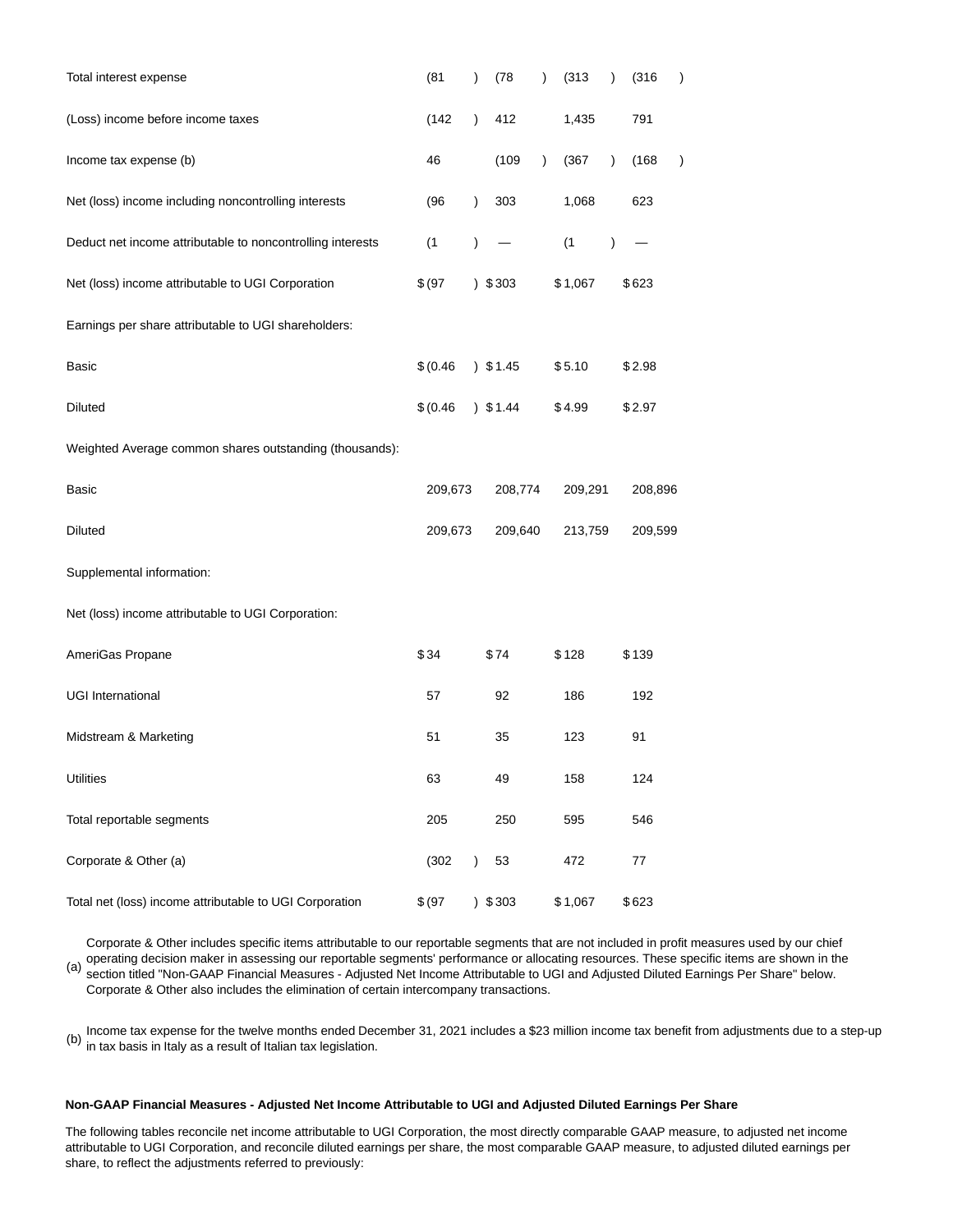| | | | | |
|---|---|---|---|---|
| Total interest expense | (81 ) | (78 ) | (313 ) | (316 ) |
| (Loss) income before income taxes | (142 ) | 412 | 1,435 | 791 |
| Income tax expense (b) | 46 | (109 ) | (367 ) | (168 ) |
| Net (loss) income including noncontrolling interests | (96 ) | 303 | 1,068 | 623 |
| Deduct net income attributable to noncontrolling interests | (1 ) | — | (1 ) | — |
| Net (loss) income attributable to UGI Corporation | $ (97 ) | $ 303 | $ 1,067 | $ 623 |
| Earnings per share attributable to UGI shareholders: | | | | |
| Basic | $ (0.46 ) | $ 1.45 | $ 5.10 | $ 2.98 |
| Diluted | $ (0.46 ) | $ 1.44 | $ 4.99 | $ 2.97 |
| Weighted Average common shares outstanding (thousands): | | | | |
| Basic | 209,673 | 208,774 | 209,291 | 208,896 |
| Diluted | 209,673 | 209,640 | 213,759 | 209,599 |
| Supplemental information: | | | | |
| Net (loss) income attributable to UGI Corporation: | | | | |
| AmeriGas Propane | $ 34 | $ 74 | $ 128 | $ 139 |
| UGI International | 57 | 92 | 186 | 192 |
| Midstream & Marketing | 51 | 35 | 123 | 91 |
| Utilities | 63 | 49 | 158 | 124 |
| Total reportable segments | 205 | 250 | 595 | 546 |
| Corporate & Other (a) | (302 ) | 53 | 472 | 77 |
| Total net (loss) income attributable to UGI Corporation | $ (97 ) | $ 303 | $ 1,067 | $ 623 |

(a) Corporate & Other includes specific items attributable to our reportable segments that are not included in profit measures used by our chief operating decision maker in assessing our reportable segments' performance or allocating resources. These specific items are shown in the section titled "Non-GAAP Financial Measures - Adjusted Net Income Attributable to UGI and Adjusted Diluted Earnings Per Share" below. Corporate & Other also includes the elimination of certain intercompany transactions.

(b) Income tax expense for the twelve months ended December 31, 2021 includes a $23 million income tax benefit from adjustments due to a step-up in tax basis in Italy as a result of Italian tax legislation.

**Non-GAAP Financial Measures - Adjusted Net Income Attributable to UGI and Adjusted Diluted Earnings Per Share**

The following tables reconcile net income attributable to UGI Corporation, the most directly comparable GAAP measure, to adjusted net income attributable to UGI Corporation, and reconcile diluted earnings per share, the most comparable GAAP measure, to adjusted diluted earnings per share, to reflect the adjustments referred to previously: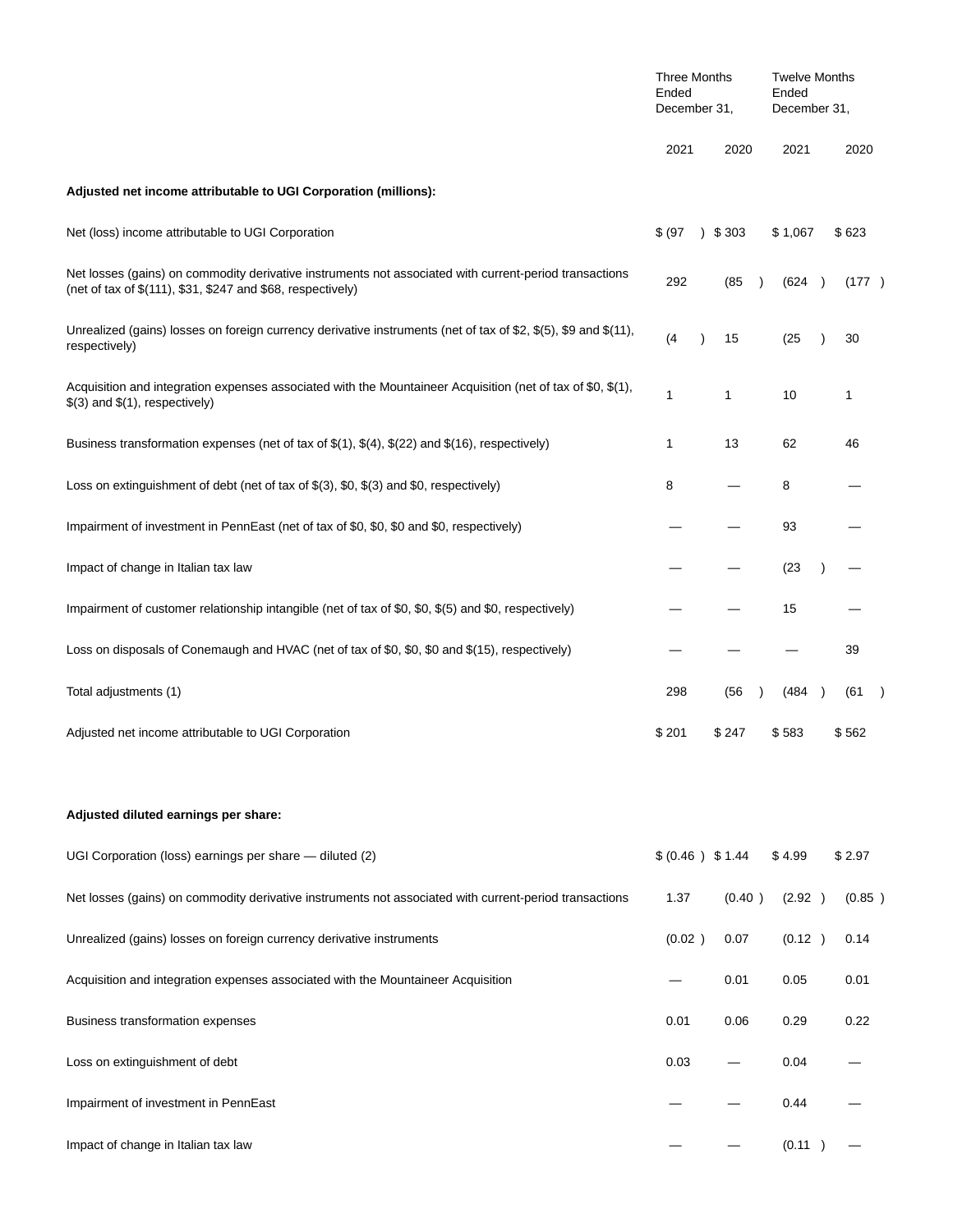| | Three Months Ended December 31, | | Twelve Months Ended December 31, | |
|---|---|---|---|---|
| | 2021 | 2020 | 2021 | 2020 |
| **Adjusted net income attributable to UGI Corporation (millions):** | | | | |
| Net (loss) income attributable to UGI Corporation | $ (97 ) | $ 303 | $ 1,067 | $ 623 |
| Net losses (gains) on commodity derivative instruments not associated with current-period transactions (net of tax of $(111), $31, $247 and $68, respectively) | 292 | (85 ) | (624 ) | (177 ) |
| Unrealized (gains) losses on foreign currency derivative instruments (net of tax of $2, $(5), $9 and $(11), respectively) | (4 ) | 15 | (25 ) | 30 |
| Acquisition and integration expenses associated with the Mountaineer Acquisition (net of tax of $0, $(1), $(3) and $(1), respectively) | 1 | 1 | 10 | 1 |
| Business transformation expenses (net of tax of $(1), $(4), $(22) and $(16), respectively) | 1 | 13 | 62 | 46 |
| Loss on extinguishment of debt (net of tax of $(3), $0, $(3) and $0, respectively) | 8 | — | 8 | — |
| Impairment of investment in PennEast (net of tax of $0, $0, $0 and $0, respectively) | — | — | 93 | — |
| Impact of change in Italian tax law | — | — | (23 ) | — |
| Impairment of customer relationship intangible (net of tax of $0, $0, $(5) and $0, respectively) | — | — | 15 | — |
| Loss on disposals of Conemaugh and HVAC (net of tax of $0, $0, $0 and $(15), respectively) | — | — | — | 39 |
| Total adjustments (1) | 298 | (56 ) | (484 ) | (61 ) |
| Adjusted net income attributable to UGI Corporation | $ 201 | $ 247 | $ 583 | $ 562 |
| | | | | |
| **Adjusted diluted earnings per share:** | | | | |
| UGI Corporation (loss) earnings per share — diluted (2) | $ (0.46 ) | $ 1.44 | $ 4.99 | $ 2.97 |
| Net losses (gains) on commodity derivative instruments not associated with current-period transactions | 1.37 | (0.40 ) | (2.92 ) | (0.85 ) |
| Unrealized (gains) losses on foreign currency derivative instruments | (0.02 ) | 0.07 | (0.12 ) | 0.14 |
| Acquisition and integration expenses associated with the Mountaineer Acquisition | — | 0.01 | 0.05 | 0.01 |
| Business transformation expenses | 0.01 | 0.06 | 0.29 | 0.22 |
| Loss on extinguishment of debt | 0.03 | — | 0.04 | — |
| Impairment of investment in PennEast | — | — | 0.44 | — |
| Impact of change in Italian tax law | — | — | (0.11 ) | — |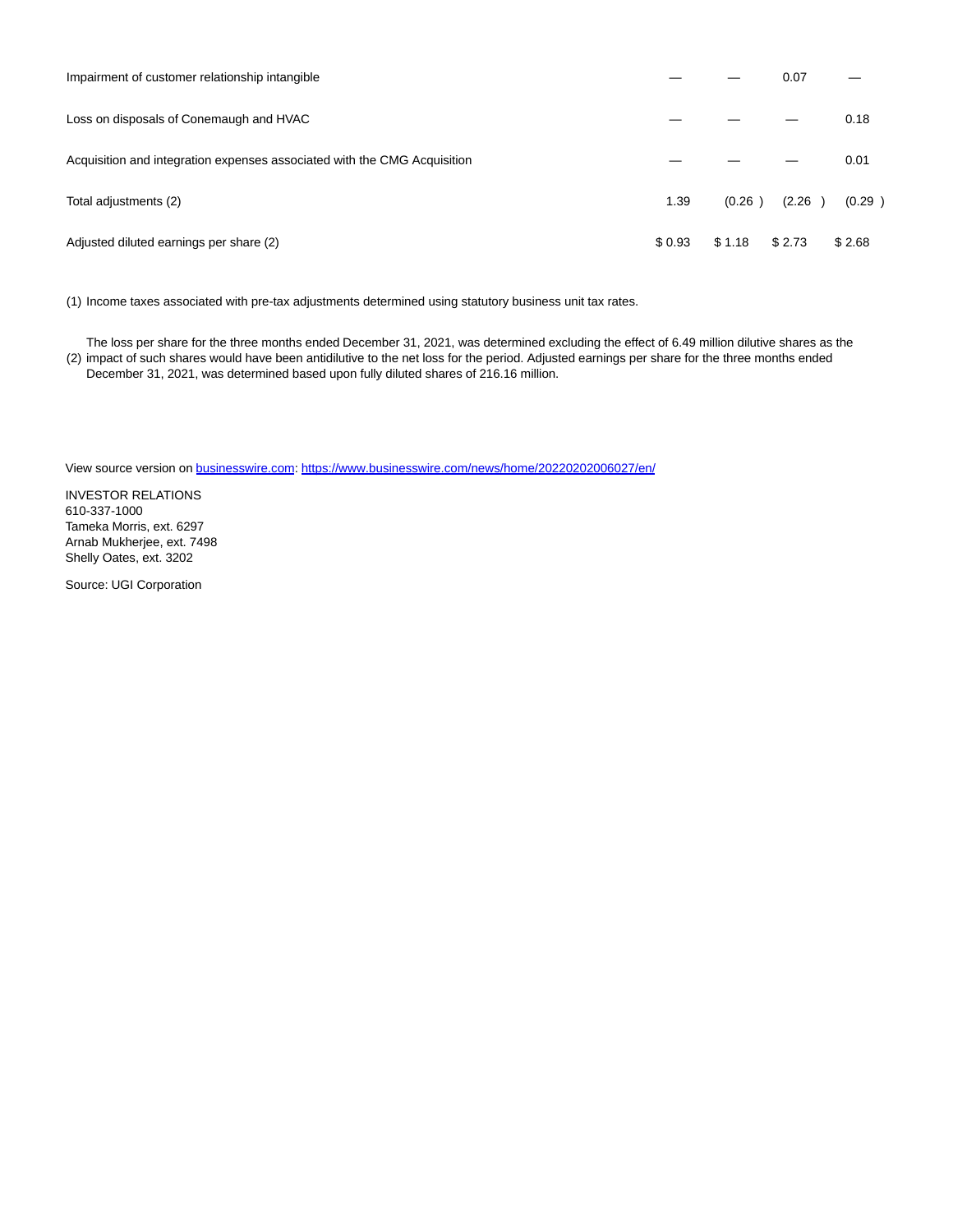| | | | | |
|---|---|---|---|---|
| Impairment of customer relationship intangible | — | — | 0.07 | — |
| Loss on disposals of Conemaugh and HVAC | — | — | — | 0.18 |
| Acquisition and integration expenses associated with the CMG Acquisition | — | — | — | 0.01 |
| Total adjustments (2) | 1.39 | (0.26 ) | (2.26 ) | (0.29 ) |
| Adjusted diluted earnings per share (2) | $ 0.93 | $ 1.18 | $ 2.73 | $ 2.68 |

(1) Income taxes associated with pre-tax adjustments determined using statutory business unit tax rates.

(2) The loss per share for the three months ended December 31, 2021, was determined excluding the effect of 6.49 million dilutive shares as the impact of such shares would have been antidilutive to the net loss for the period. Adjusted earnings per share for the three months ended December 31, 2021, was determined based upon fully diluted shares of 216.16 million.

View source version on businesswire.com: https://www.businesswire.com/news/home/20220202006027/en/

INVESTOR RELATIONS
610-337-1000
Tameka Morris, ext. 6297
Arnab Mukherjee, ext. 7498
Shelly Oates, ext. 3202

Source: UGI Corporation